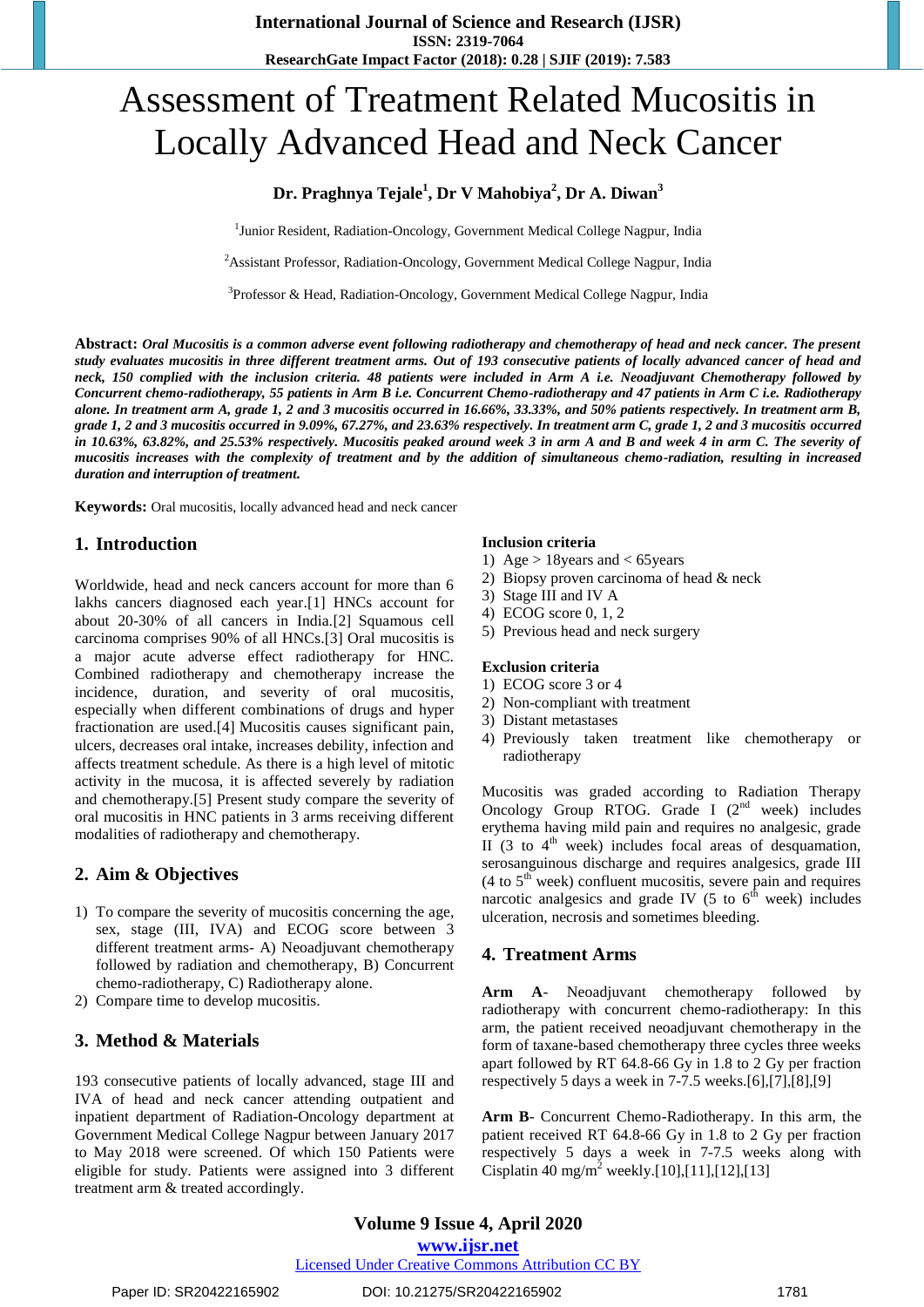# Assessment of Treatment Related Mucositis in Locally Advanced Head and Neck Cancer

**Dr. Praghnya Tejale[1], Dr V Mahobiya[2], Dr A. Diwan[3]**

[1]Junior Resident, Radiation-Oncology, Government Medical College Nagpur, India

[2]Assistant Professor, Radiation-Oncology, Government Medical College Nagpur, India

[3]Professor & Head, Radiation-Oncology, Government Medical College Nagpur, India

**Abstract:** ***Oral Mucositis is a common adverse event following radiotherapy and chemotherapy of head and neck cancer. The present study evaluates mucositis in three different treatment arms. Out of 193 consecutive patients of locally advanced cancer of head and neck, 150 complied with the inclusion criteria. 48 patients were included in Arm A i.e. Neoadjuvant Chemotherapy followed by Concurrent chemo-radiotherapy, 55 patients in Arm B i.e. Concurrent Chemo-radiotherapy and 47 patients in Arm C i.e. Radiotherapy alone. In treatment arm A, grade 1, 2 and 3 mucositis occurred in 16.66%, 33.33%, and 50% patients respectively. In treatment arm B, grade 1, 2 and 3 mucositis occurred in 9.09%, 67.27%, and 23.63% respectively. In treatment arm C, grade 1, 2 and 3 mucositis occurred in 10.63%, 63.82%, and 25.53% respectively. Mucositis peaked around week 3 in arm A and B and week 4 in arm C. The severity of mucositis increases with the complexity of treatment and by the addition of simultaneous chemo-radiation, resulting in increased duration and interruption of treatment.***

**Keywords:** Oral mucositis, locally advanced head and neck cancer

## 1. Introduction

Worldwide, head and neck cancers account for more than 6 lakhs cancers diagnosed each year.[1] HNCs account for about 20-30% of all cancers in India.[2] Squamous cell carcinoma comprises 90% of all HNCs.[3] Oral mucositis is a major acute adverse effect radiotherapy for HNC. Combined radiotherapy and chemotherapy increase the incidence, duration, and severity of oral mucositis, especially when different combinations of drugs and hyper fractionation are used.[4] Mucositis causes significant pain, ulcers, decreases oral intake, increases debility, infection and affects treatment schedule. As there is a high level of mitotic activity in the mucosa, it is affected severely by radiation and chemotherapy.[5] Present study compare the severity of oral mucositis in HNC patients in 3 arms receiving different modalities of radiotherapy and chemotherapy.

## 2. Aim & Objectives

1) To compare the severity of mucositis concerning the age, sex, stage (III, IVA) and ECOG score between 3 different treatment arms- A) Neoadjuvant chemotherapy followed by radiation and chemotherapy, B) Concurrent chemo-radiotherapy, C) Radiotherapy alone.
2) Compare time to develop mucositis.

## 3. Method & Materials

193 consecutive patients of locally advanced, stage III and IVA of head and neck cancer attending outpatient and inpatient department of Radiation-Oncology department at Government Medical College Nagpur between January 2017 to May 2018 were screened. Of which 150 Patients were eligible for study. Patients were assigned into 3 different treatment arm & treated accordingly.

**Inclusion criteria**

1) Age > 18years and < 65years
2) Biopsy proven carcinoma of head & neck
3) Stage III and IV A
4) ECOG score 0, 1, 2
5) Previous head and neck surgery

**Exclusion criteria**

1) ECOG score 3 or 4
2) Non-compliant with treatment
3) Distant metastases
4) Previously taken treatment like chemotherapy or radiotherapy

Mucositis was graded according to Radiation Therapy Oncology Group RTOG. Grade I (2nd week) includes erythema having mild pain and requires no analgesic, grade II (3 to 4th week) includes focal areas of desquamation, serosanguinous discharge and requires analgesics, grade III (4 to 5th week) confluent mucositis, severe pain and requires narcotic analgesics and grade IV (5 to 6th week) includes ulceration, necrosis and sometimes bleeding.

## 4. Treatment Arms

**Arm A**- Neoadjuvant chemotherapy followed by radiotherapy with concurrent chemo-radiotherapy: In this arm, the patient received neoadjuvant chemotherapy in the form of taxane-based chemotherapy three cycles three weeks apart followed by RT 64.8-66 Gy in 1.8 to 2 Gy per fraction respectively 5 days a week in 7-7.5 weeks.[6],[7],[8],[9]

**Arm B**- Concurrent Chemo-Radiotherapy. In this arm, the patient received RT 64.8-66 Gy in 1.8 to 2 Gy per fraction respectively 5 days a week in 7-7.5 weeks along with Cisplatin 40 mg/m$^2$ weekly.[10],[11],[12],[13]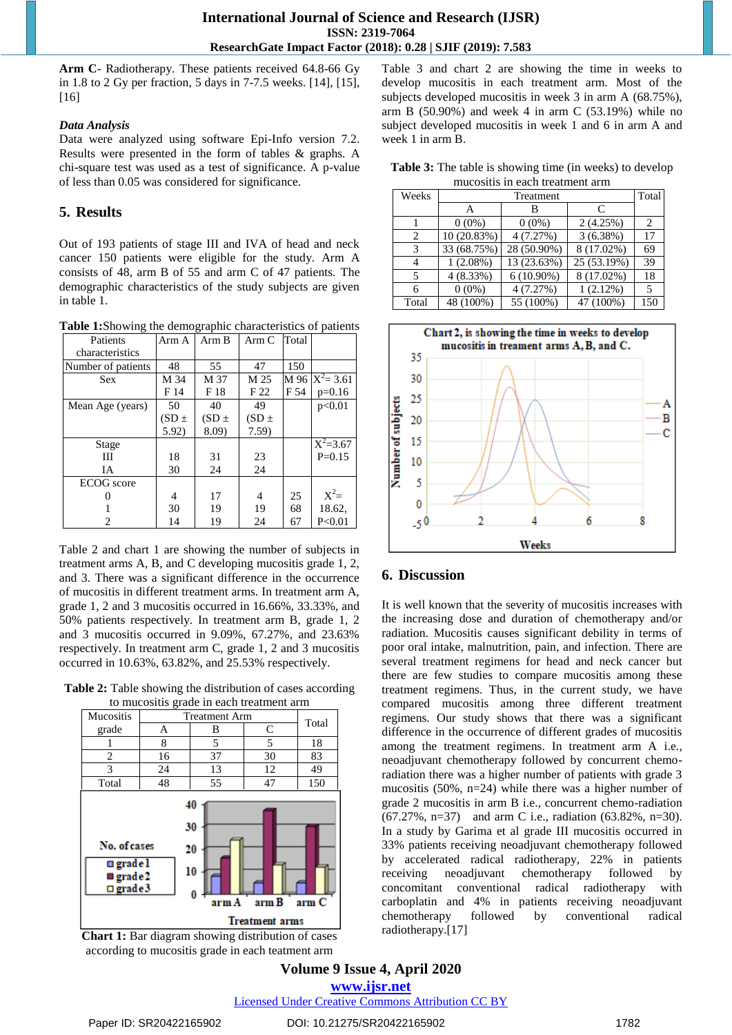**Arm C**- Radiotherapy. These patients received 64.8-66 Gy in 1.8 to 2 Gy per fraction, 5 days in 7-7.5 weeks. [14], [15], [16]

*Data Analysis*

Data were analyzed using software Epi-Info version 7.2. Results were presented in the form of tables & graphs. A chi-square test was used as a test of significance. A p-value of less than 0.05 was considered for significance.

## 5. Results

Out of 193 patients of stage III and IVA of head and neck cancer 150 patients were eligible for the study. Arm A consists of 48, arm B of 55 and arm C of 47 patients. The demographic characteristics of the study subjects are given in table 1.

**Table 1:**Showing the demographic characteristics of patients

| Patients characteristics | Arm A | Arm B | Arm C | Total | |
|---|---|---|---|---|---|
| Number of patients | 48 | 55 | 47 | 150 | |
| Sex | M 34<br>F 14 | M 37<br>F 18 | M 25<br>F 22 | M 96<br>F 54 | $X^2$= 3.61<br>p=0.16 |
| Mean Age (years) | 50<br>(SD ± 5.92) | 40<br>(SD ± 8.09) | 49<br>(SD ± 7.59) | | p<0.01 |
| Stage<br>III<br>IA | <br>18<br>30 | <br>31<br>24 | <br>23<br>24 | | $X^2$=3.67<br>P=0.15 |
| ECOG score<br>0<br>1<br>2 | <br>4<br>30<br>14 | <br>17<br>19<br>19 | <br>4<br>19<br>24 | <br>25<br>68<br>67 | $X^2$=<br>18.62,<br>P<0.01 |

Table 2 and chart 1 are showing the number of subjects in treatment arms A, B, and C developing mucositis grade 1, 2, and 3. There was a significant difference in the occurrence of mucositis in different treatment arms. In treatment arm A, grade 1, 2 and 3 mucositis occurred in 16.66%, 33.33%, and 50% patients respectively. In treatment arm B, grade 1, 2 and 3 mucositis occurred in 9.09%, 67.27%, and 23.63% respectively. In treatment arm C, grade 1, 2 and 3 mucositis occurred in 10.63%, 63.82%, and 25.53% respectively.

**Table 2:** Table showing the distribution of cases according to mucositis grade in each treatment arm

| Mucositis grade | Treatment Arm | | | Total |
|---|---|---|---|---|
| | A | B | C | |
| 1 | 8 | 5 | 5 | 18 |
| 2 | 16 | 37 | 30 | 83 |
| 3 | 24 | 13 | 12 | 49 |
| Total | 48 | 55 | 47 | 150 |

**Chart 1:** Bar diagram showing distribution of cases according to mucositis grade in each teatment arm

Table 3 and chart 2 are showing the time in weeks to develop mucositis in each treatment arm. Most of the subjects developed mucositis in week 3 in arm A (68.75%), arm B (50.90%) and week 4 in arm C (53.19%) while no subject developed mucositis in week 1 and 6 in arm A and week 1 in arm B.

**Table 3:** The table is showing time (in weeks) to develop mucositis in each treatment arm

| Weeks | Treatment | | | Total |
|---|---|---|---|---|
| | A | B | C | |
| 1 | 0 (0%) | 0 (0%) | 2 (4.25%) | 2 |
| 2 | 10 (20.83%) | 4 (7.27%) | 3 (6.38%) | 17 |
| 3 | 33 (68.75%) | 28 (50.90%) | 8 (17.02%) | 69 |
| 4 | 1 (2.08%) | 13 (23.63%) | 25 (53.19%) | 39 |
| 5 | 4 (8.33%) | 6 (10.90%) | 8 (17.02%) | 18 |
| 6 | 0 (0%) | 4 (7.27%) | 1 (2.12%) | 5 |
| Total | 48 (100%) | 55 (100%) | 47 (100%) | 150 |

**Chart 2, is showing the time in weeks to develop mucositis in treament arms A, B, and C.**

## 6. Discussion

It is well known that the severity of mucositis increases with the increasing dose and duration of chemotherapy and/or radiation. Mucositis causes significant debility in terms of poor oral intake, malnutrition, pain, and infection. There are several treatment regimens for head and neck cancer but there are few studies to compare mucositis among these treatment regimens. Thus, in the current study, we have compared mucositis among three different treatment regimens. Our study shows that there was a significant difference in the occurrence of different grades of mucositis among the treatment regimens. In treatment arm A i.e., neoadjuvant chemotherapy followed by concurrent chemo-radiation there was a higher number of patients with grade 3 mucositis (50%, n=24) while there was a higher number of grade 2 mucositis in arm B i.e., concurrent chemo-radiation (67.27%, n=37) and arm C i.e., radiation (63.82%, n=30). In a study by Garima et al grade III mucositis occurred in 33% patients receiving neoadjuvant chemotherapy followed by accelerated radical radiotherapy, 22% in patients receiving neoadjuvant chemotherapy followed by concomitant conventional radical radiotherapy with carboplatin and 4% in patients receiving neoadjuvant chemotherapy followed by conventional radical radiotherapy.[17]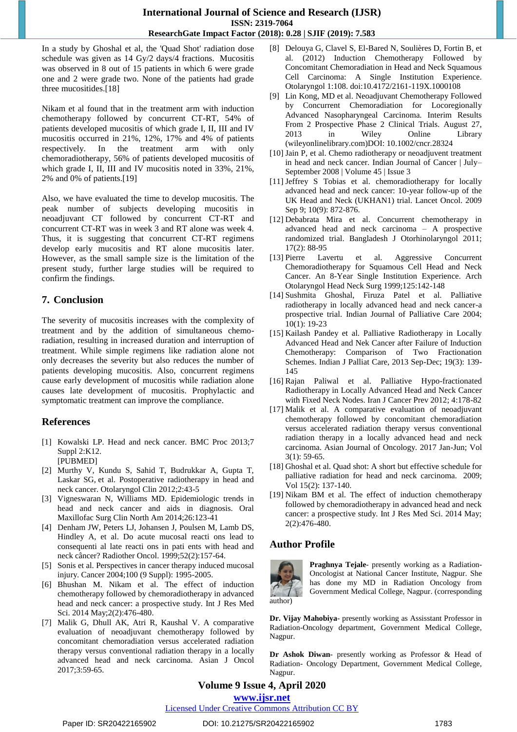In a study by Ghoshal et al, the 'Quad Shot' radiation dose schedule was given as 14 Gy/2 days/4 fractions. Mucositis was observed in 8 out of 15 patients in which 6 were grade one and 2 were grade two. None of the patients had grade three mucositides.[18]

Nikam et al found that in the treatment arm with induction chemotherapy followed by concurrent CT-RT, 54% of patients developed mucositis of which grade I, II, III and IV mucositis occurred in 21%, 12%, 17% and 4% of patients respectively. In the treatment arm with only chemoradiotherapy, 56% of patients developed mucositis of which grade I, II, III and IV mucositis noted in 33%, 21%, 2% and 0% of patients.[19]

Also, we have evaluated the time to develop mucositis. The peak number of subjects developing mucositis in neoadjuvant CT followed by concurrent CT-RT and concurrent CT-RT was in week 3 and RT alone was week 4. Thus, it is suggesting that concurrent CT-RT regimens develop early mucositis and RT alone mucositis later. However, as the small sample size is the limitation of the present study, further large studies will be required to confirm the findings.

## 7. Conclusion

The severity of mucositis increases with the complexity of treatment and by the addition of simultaneous chemo-radiation, resulting in increased duration and interruption of treatment. While simple regimens like radiation alone not only decreases the severity but also reduces the number of patients developing mucositis. Also, concurrent regimens cause early development of mucositis while radiation alone causes late development of mucositis. Prophylactic and symptomatic treatment can improve the compliance.

## References

[1] Kowalski LP. Head and neck cancer. BMC Proc 2013;7 Suppl 2:K12. [PUBMED]

[2] Murthy V, Kundu S, Sahid T, Budrukkar A, Gupta T, Laskar SG, et al. Postoperative radiotherapy in head and neck cancer. Otolaryngol Clin 2012;2:43-5

[3] Vigneswaran N, Williams MD. Epidemiologic trends in head and neck cancer and aids in diagnosis. Oral Maxillofac Surg Clin North Am 2014;26:123-41

[4] Denham JW, Peters LJ, Johansen J, Poulsen M, Lamb DS, Hindley A, et al. Do acute mucosal reacti ons lead to consequenti al late reacti ons in pati ents with head and neck câncer? Radiother Oncol. 1999;52(2):157-64.

[5] Sonis et al. Perspectives in cancer therapy induced mucosal injury. Cancer 2004;100 (9 Suppl): 1995-2005.

[6] Bhushan M. Nikam et al. The effect of induction chemotherapy followed by chemoradiotherapy in advanced head and neck cancer: a prospective study. Int J Res Med Sci. 2014 May;2(2):476-480.

[7] Malik G, Dhull AK, Atri R, Kaushal V. A comparative evaluation of neoadjuvant chemotherapy followed by concomitant chemoradiation versus accelerated radiation therapy versus conventional radiation therapy in a locally advanced head and neck carcinoma. Asian J Oncol 2017;3:59-65.

[8] Delouya G, Clavel S, El-Bared N, Soulières D, Fortin B, et al. (2012) Induction Chemotherapy Followed by Concomitant Chemoradiation in Head and Neck Squamous Cell Carcinoma: A Single Institution Experience. Otolaryngol 1:108. doi:10.4172/2161-119X.1000108

[9] Lin Kong, MD et al. Neoadjuvant Chemotherapy Followed by Concurrent Chemoradiation for Locoregionally Advanced Nasopharyngeal Carcinoma. Interim Results From 2 Prospective Phase 2 Clinical Trials. August 27, 2013 in Wiley Online Library (wileyonlinelibrary.com)DOI: 10.1002/cncr.28324

[10] Jain P, et al. Chemo radiotherapy or neoadjuvent treatment in head and neck cancer. Indian Journal of Cancer | July–September 2008 | Volume 45 | Issue 3

[11] Jeffrey S Tobias et al. chemoradiotherapy for locally advanced head and neck cancer: 10-year follow-up of the UK Head and Neck (UKHAN1) trial. Lancet Oncol. 2009 Sep 9; 10(9): 872-876.

[12] Debabrata Mira et al. Concurrent chemotherapy in advanced head and neck carcinoma – A prospective randomized trial. Bangladesh J Otorhinolaryngol 2011; 17(2): 88-95

[13] Pierre Lavertu et al. Aggressive Concurrent Chemoradiotherapy for Squamous Cell Head and Neck Cancer. An 8-Year Single Institution Experience. Arch Otolaryngol Head Neck Surg 1999;125:142-148

[14] Sushmita Ghoshal, Firuza Patel et al. Palliative radiotherapy in locally advanced head and neck cancer-a prospective trial. Indian Journal of Palliative Care 2004; 10(1): 19-23

[15] Kailash Pandey et al. Palliative Radiotherapy in Locally Advanced Head and Nek Cancer after Failure of Induction Chemotherapy: Comparison of Two Fractionation Schemes. Indian J Palliat Care, 2013 Sep-Dec; 19(3): 139-145

[16] Rajan Paliwal et al. Palliative Hypo-fractionated Radiotherapy in Locally Advanced Head and Neck Cancer with Fixed Neck Nodes. Iran J Cancer Prev 2012; 4:178-82

[17] Malik et al. A comparative evaluation of neoadjuvant chemotherapy followed by concomitant chemoradiation versus accelerated radiation therapy versus conventional radiation therapy in a locally advanced head and neck carcinoma. Asian Journal of Oncology. 2017 Jan-Jun; Vol 3(1): 59-65.

[18] Ghoshal et al. Quad shot: A short but effective schedule for palliative radiation for head and neck carcinoma. 2009; Vol 15(2): 137-140.

[19] Nikam BM et al. The effect of induction chemotherapy followed by chemoradiotherapy in advanced head and neck cancer: a prospective study. Int J Res Med Sci. 2014 May; 2(2):476-480.

## Author Profile

**Praghnya Tejale**- presently working as a Radiation-Oncologist at National Cancer Institute, Nagpur. She has done my MD in Radiation Oncology from Government Medical College, Nagpur. (corresponding author)

**Dr. Vijay Mahobiya**- presently working as Assisstant Professor in Radiation-Oncology department, Government Medical College, Nagpur.

**Dr Ashok Diwan**- presently working as Professor & Head of Radiation- Oncology Department, Government Medical College, Nagpur.